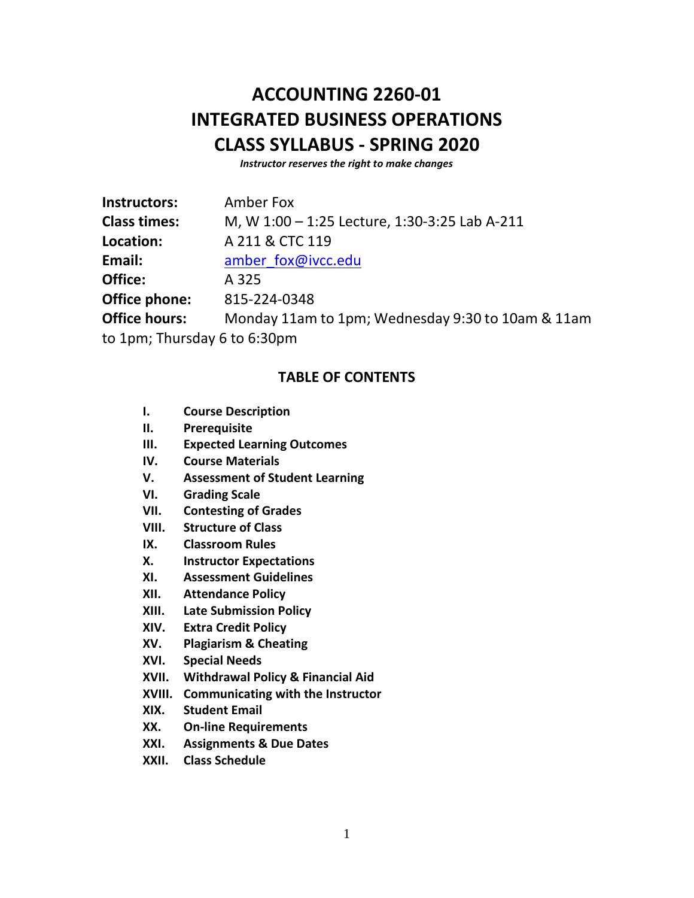# ACCOUNTING 2260-01
# INTEGRATED BUSINESS OPERATIONS
# CLASS SYLLABUS - SPRING 2020

***Instructor reserves the right to make changes***

**Instructors:** Amber Fox
**Class times:** M, W 1:00 – 1:25 Lecture, 1:30-3:25 Lab A-211
**Location:** A 211 & CTC 119
**Email:** amber_fox@ivcc.edu
**Office:** A 325
**Office phone:** 815-224-0348
**Office hours:** Monday 11am to 1pm; Wednesday 9:30 to 10am & 11am to 1pm; Thursday 6 to 6:30pm

## TABLE OF CONTENTS

- **I. Course Description**
- **II. Prerequisite**
- **III. Expected Learning Outcomes**
- **IV. Course Materials**
- **V. Assessment of Student Learning**
- **VI. Grading Scale**
- **VII. Contesting of Grades**
- **VIII. Structure of Class**
- **IX. Classroom Rules**
- **X. Instructor Expectations**
- **XI. Assessment Guidelines**
- **XII. Attendance Policy**
- **XIII. Late Submission Policy**
- **XIV. Extra Credit Policy**
- **XV. Plagiarism & Cheating**
- **XVI. Special Needs**
- **XVII. Withdrawal Policy & Financial Aid**
- **XVIII. Communicating with the Instructor**
- **XIX. Student Email**
- **XX. On-line Requirements**
- **XXI. Assignments & Due Dates**
- **XXII. Class Schedule**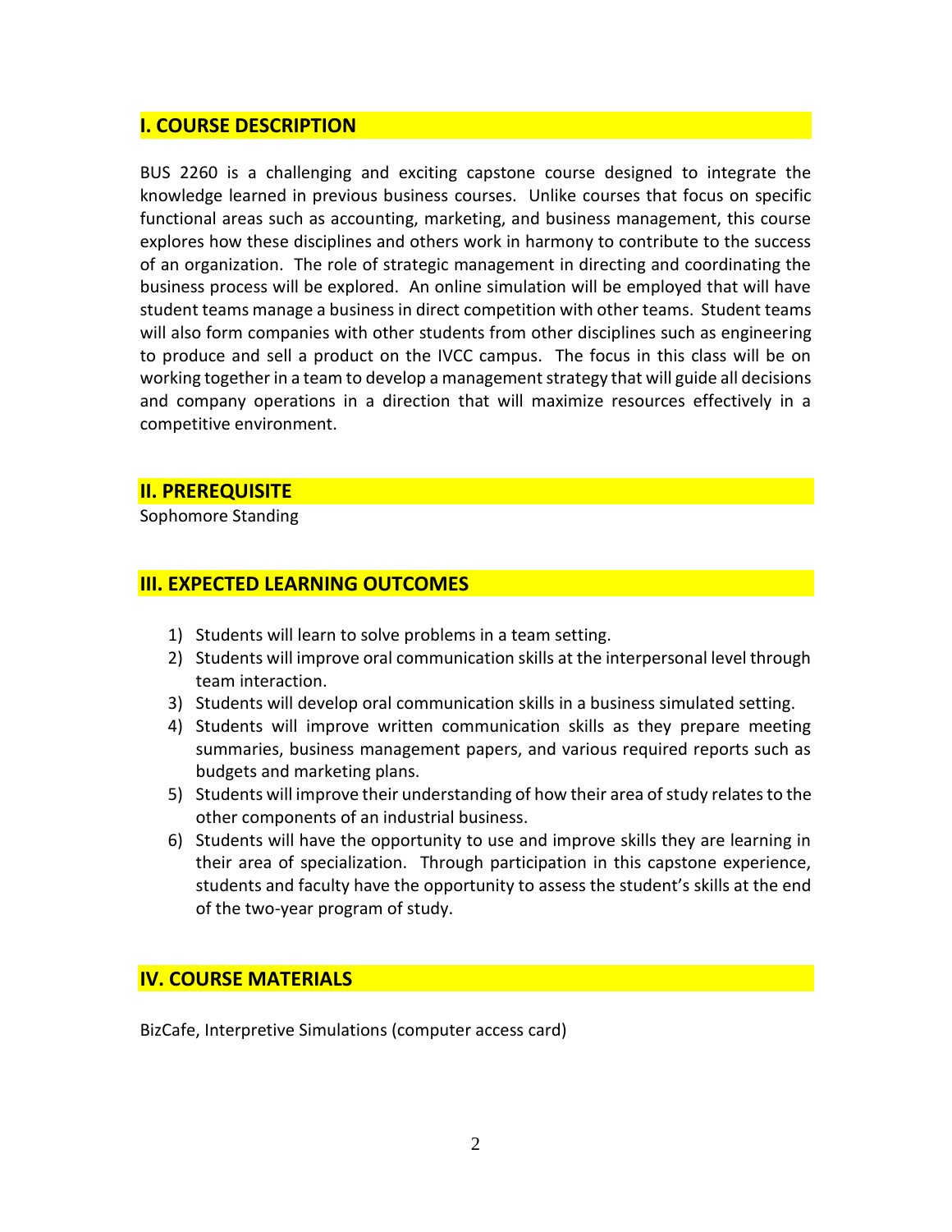## I. COURSE DESCRIPTION

BUS 2260 is a challenging and exciting capstone course designed to integrate the knowledge learned in previous business courses. Unlike courses that focus on specific functional areas such as accounting, marketing, and business management, this course explores how these disciplines and others work in harmony to contribute to the success of an organization. The role of strategic management in directing and coordinating the business process will be explored. An online simulation will be employed that will have student teams manage a business in direct competition with other teams. Student teams will also form companies with other students from other disciplines such as engineering to produce and sell a product on the IVCC campus. The focus in this class will be on working together in a team to develop a management strategy that will guide all decisions and company operations in a direction that will maximize resources effectively in a competitive environment.

## II. PREREQUISITE

Sophomore Standing

## III. EXPECTED LEARNING OUTCOMES

1) Students will learn to solve problems in a team setting.
2) Students will improve oral communication skills at the interpersonal level through team interaction.
3) Students will develop oral communication skills in a business simulated setting.
4) Students will improve written communication skills as they prepare meeting summaries, business management papers, and various required reports such as budgets and marketing plans.
5) Students will improve their understanding of how their area of study relates to the other components of an industrial business.
6) Students will have the opportunity to use and improve skills they are learning in their area of specialization. Through participation in this capstone experience, students and faculty have the opportunity to assess the student's skills at the end of the two-year program of study.

## IV. COURSE MATERIALS

BizCafe, Interpretive Simulations (computer access card)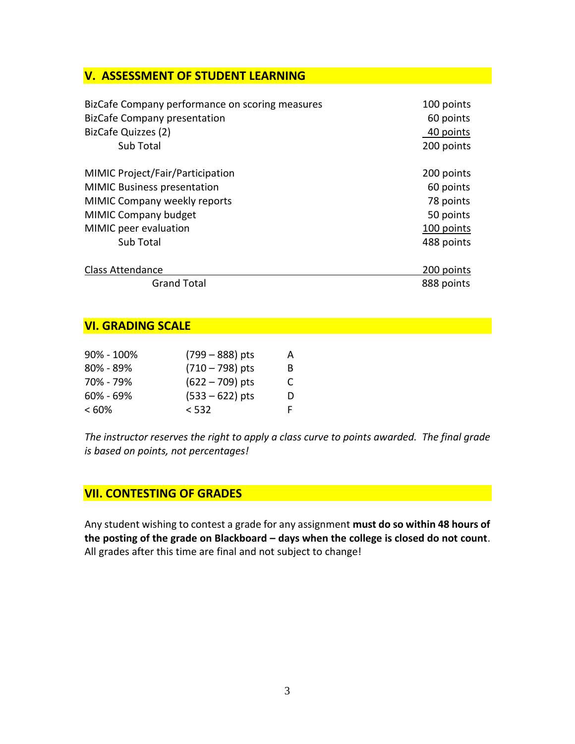## V. ASSESSMENT OF STUDENT LEARNING

| | |
|---|---|
| BizCafe Company performance on scoring measures | 100 points |
| BizCafe Company presentation | 60 points |
| BizCafe Quizzes (2) | 40 points |
| Sub Total | 200 points |
| | |
| MIMIC Project/Fair/Participation | 200 points |
| MIMIC Business presentation | 60 points |
| MIMIC Company weekly reports | 78 points |
| MIMIC Company budget | 50 points |
| MIMIC peer evaluation | 100 points |
| Sub Total | 488 points |
| | |
| Class Attendance | 200 points |
| Grand Total | 888 points |

## VI. GRADING SCALE

| | | |
|---|---|---|
| 90% - 100% | (799 – 888) pts | A |
| 80% - 89% | (710 – 798) pts | B |
| 70% - 79% | (622 – 709) pts | C |
| 60% - 69% | (533 – 622) pts | D |
| < 60% | < 532 | F |

*The instructor reserves the right to apply a class curve to points awarded. The final grade is based on points, not percentages!*

## VII. CONTESTING OF GRADES

Any student wishing to contest a grade for any assignment **must do so within 48 hours of the posting of the grade on Blackboard – days when the college is closed do not count**. All grades after this time are final and not subject to change!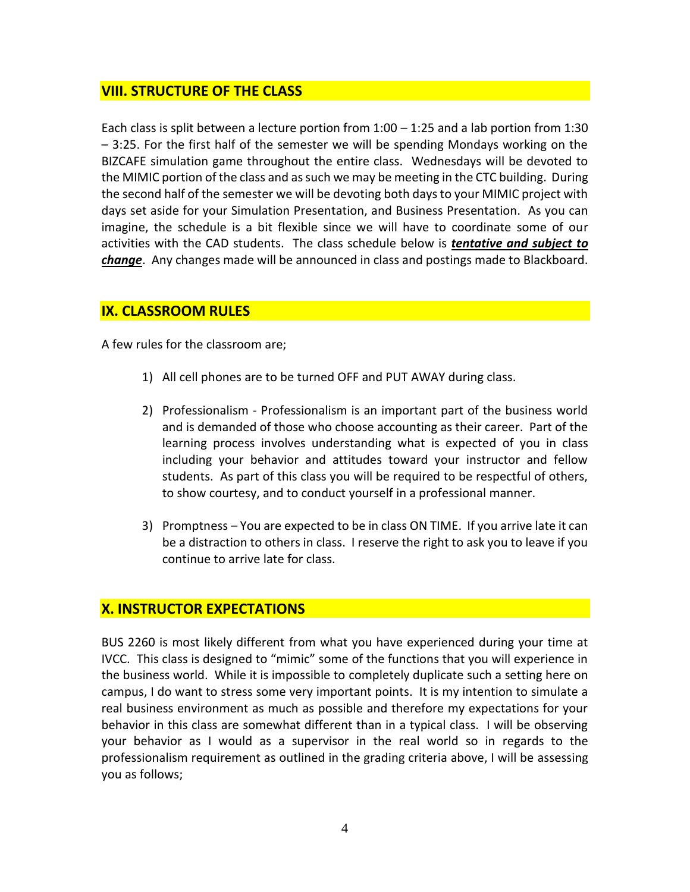## VIII. STRUCTURE OF THE CLASS

Each class is split between a lecture portion from 1:00 – 1:25 and a lab portion from 1:30 – 3:25. For the first half of the semester we will be spending Mondays working on the BIZCAFE simulation game throughout the entire class. Wednesdays will be devoted to the MIMIC portion of the class and as such we may be meeting in the CTC building. During the second half of the semester we will be devoting both days to your MIMIC project with days set aside for your Simulation Presentation, and Business Presentation. As you can imagine, the schedule is a bit flexible since we will have to coordinate some of our activities with the CAD students. The class schedule below is ***tentative and subject to change***. Any changes made will be announced in class and postings made to Blackboard.

## IX. CLASSROOM RULES

A few rules for the classroom are;

1) All cell phones are to be turned OFF and PUT AWAY during class.

2) Professionalism - Professionalism is an important part of the business world and is demanded of those who choose accounting as their career. Part of the learning process involves understanding what is expected of you in class including your behavior and attitudes toward your instructor and fellow students. As part of this class you will be required to be respectful of others, to show courtesy, and to conduct yourself in a professional manner.

3) Promptness – You are expected to be in class ON TIME. If you arrive late it can be a distraction to others in class. I reserve the right to ask you to leave if you continue to arrive late for class.

## X. INSTRUCTOR EXPECTATIONS

BUS 2260 is most likely different from what you have experienced during your time at IVCC. This class is designed to "mimic" some of the functions that you will experience in the business world. While it is impossible to completely duplicate such a setting here on campus, I do want to stress some very important points. It is my intention to simulate a real business environment as much as possible and therefore my expectations for your behavior in this class are somewhat different than in a typical class. I will be observing your behavior as I would as a supervisor in the real world so in regards to the professionalism requirement as outlined in the grading criteria above, I will be assessing you as follows;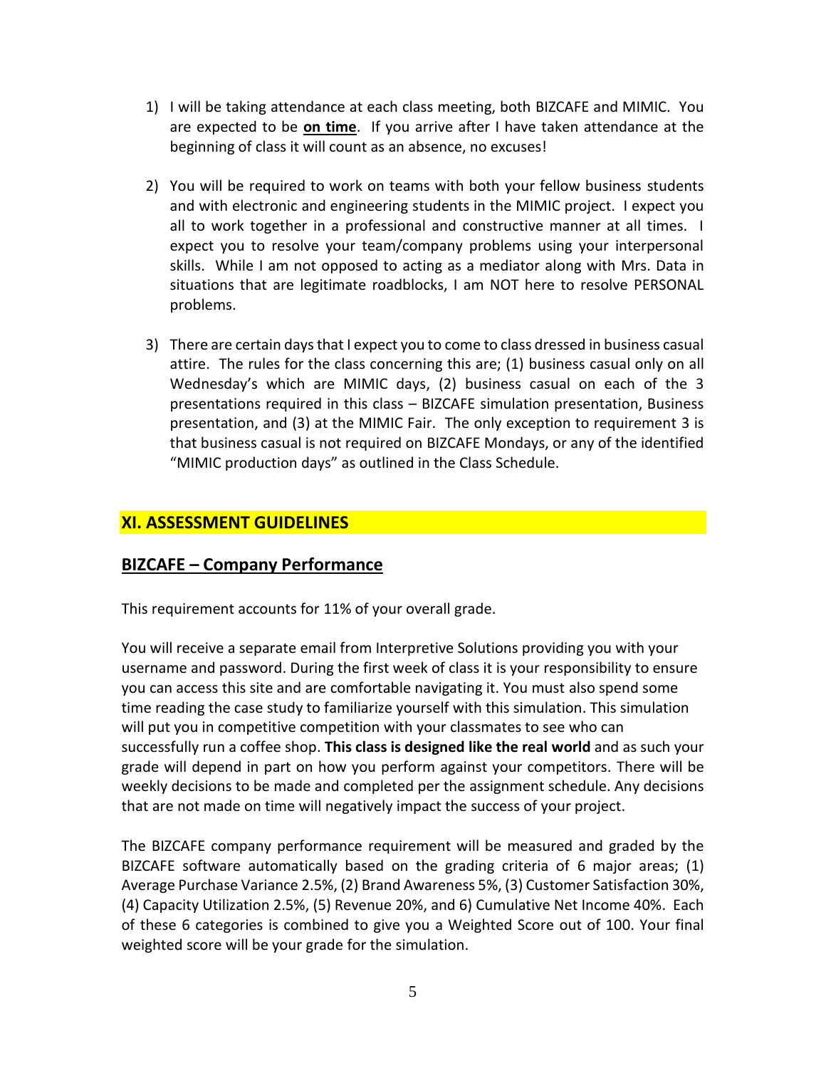1) I will be taking attendance at each class meeting, both BIZCAFE and MIMIC. You are expected to be **on time**. If you arrive after I have taken attendance at the beginning of class it will count as an absence, no excuses!

2) You will be required to work on teams with both your fellow business students and with electronic and engineering students in the MIMIC project. I expect you all to work together in a professional and constructive manner at all times. I expect you to resolve your team/company problems using your interpersonal skills. While I am not opposed to acting as a mediator along with Mrs. Data in situations that are legitimate roadblocks, I am NOT here to resolve PERSONAL problems.

3) There are certain days that I expect you to come to class dressed in business casual attire. The rules for the class concerning this are; (1) business casual only on all Wednesday's which are MIMIC days, (2) business casual on each of the 3 presentations required in this class – BIZCAFE simulation presentation, Business presentation, and (3) at the MIMIC Fair. The only exception to requirement 3 is that business casual is not required on BIZCAFE Mondays, or any of the identified "MIMIC production days" as outlined in the Class Schedule.

## XI. ASSESSMENT GUIDELINES

### BIZCAFE – Company Performance

This requirement accounts for 11% of your overall grade.

You will receive a separate email from Interpretive Solutions providing you with your username and password. During the first week of class it is your responsibility to ensure you can access this site and are comfortable navigating it. You must also spend some time reading the case study to familiarize yourself with this simulation. This simulation will put you in competitive competition with your classmates to see who can successfully run a coffee shop. **This class is designed like the real world** and as such your grade will depend in part on how you perform against your competitors. There will be weekly decisions to be made and completed per the assignment schedule. Any decisions that are not made on time will negatively impact the success of your project.

The BIZCAFE company performance requirement will be measured and graded by the BIZCAFE software automatically based on the grading criteria of 6 major areas; (1) Average Purchase Variance 2.5%, (2) Brand Awareness 5%, (3) Customer Satisfaction 30%, (4) Capacity Utilization 2.5%, (5) Revenue 20%, and 6) Cumulative Net Income 40%. Each of these 6 categories is combined to give you a Weighted Score out of 100. Your final weighted score will be your grade for the simulation.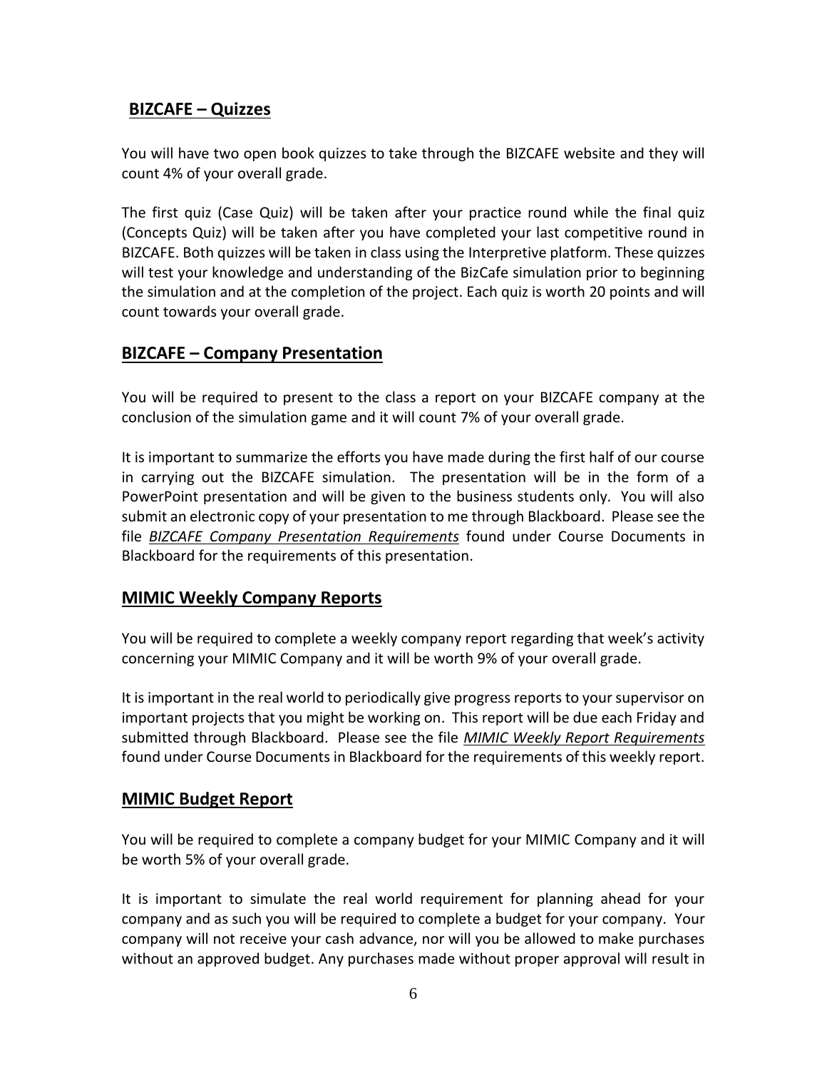## BIZCAFE – Quizzes

You will have two open book quizzes to take through the BIZCAFE website and they will count 4% of your overall grade.

The first quiz (Case Quiz) will be taken after your practice round while the final quiz (Concepts Quiz) will be taken after you have completed your last competitive round in BIZCAFE. Both quizzes will be taken in class using the Interpretive platform. These quizzes will test your knowledge and understanding of the BizCafe simulation prior to beginning the simulation and at the completion of the project. Each quiz is worth 20 points and will count towards your overall grade.

## BIZCAFE – Company Presentation

You will be required to present to the class a report on your BIZCAFE company at the conclusion of the simulation game and it will count 7% of your overall grade.

It is important to summarize the efforts you have made during the first half of our course in carrying out the BIZCAFE simulation. The presentation will be in the form of a PowerPoint presentation and will be given to the business students only. You will also submit an electronic copy of your presentation to me through Blackboard. Please see the file *BIZCAFE Company Presentation Requirements* found under Course Documents in Blackboard for the requirements of this presentation.

## MIMIC Weekly Company Reports

You will be required to complete a weekly company report regarding that week's activity concerning your MIMIC Company and it will be worth 9% of your overall grade.

It is important in the real world to periodically give progress reports to your supervisor on important projects that you might be working on. This report will be due each Friday and submitted through Blackboard. Please see the file *MIMIC Weekly Report Requirements* found under Course Documents in Blackboard for the requirements of this weekly report.

## MIMIC Budget Report

You will be required to complete a company budget for your MIMIC Company and it will be worth 5% of your overall grade.

It is important to simulate the real world requirement for planning ahead for your company and as such you will be required to complete a budget for your company. Your company will not receive your cash advance, nor will you be allowed to make purchases without an approved budget. Any purchases made without proper approval will result in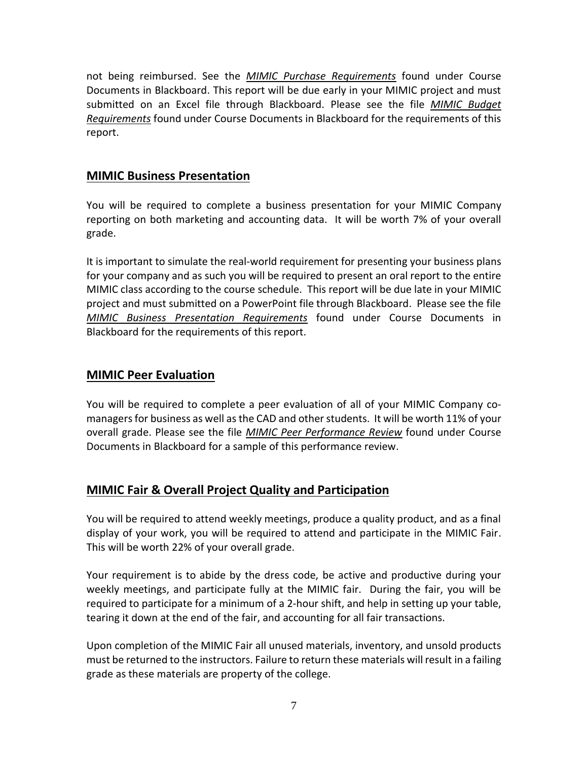not being reimbursed. See the *MIMIC Purchase Requirements* found under Course Documents in Blackboard. This report will be due early in your MIMIC project and must submitted on an Excel file through Blackboard. Please see the file *MIMIC Budget Requirements* found under Course Documents in Blackboard for the requirements of this report.

## MIMIC Business Presentation

You will be required to complete a business presentation for your MIMIC Company reporting on both marketing and accounting data. It will be worth 7% of your overall grade.

It is important to simulate the real-world requirement for presenting your business plans for your company and as such you will be required to present an oral report to the entire MIMIC class according to the course schedule. This report will be due late in your MIMIC project and must submitted on a PowerPoint file through Blackboard. Please see the file *MIMIC Business Presentation Requirements* found under Course Documents in Blackboard for the requirements of this report.

## MIMIC Peer Evaluation

You will be required to complete a peer evaluation of all of your MIMIC Company co-managers for business as well as the CAD and other students. It will be worth 11% of your overall grade. Please see the file *MIMIC Peer Performance Review* found under Course Documents in Blackboard for a sample of this performance review.

## MIMIC Fair & Overall Project Quality and Participation

You will be required to attend weekly meetings, produce a quality product, and as a final display of your work, you will be required to attend and participate in the MIMIC Fair. This will be worth 22% of your overall grade.

Your requirement is to abide by the dress code, be active and productive during your weekly meetings, and participate fully at the MIMIC fair. During the fair, you will be required to participate for a minimum of a 2-hour shift, and help in setting up your table, tearing it down at the end of the fair, and accounting for all fair transactions.

Upon completion of the MIMIC Fair all unused materials, inventory, and unsold products must be returned to the instructors. Failure to return these materials will result in a failing grade as these materials are property of the college.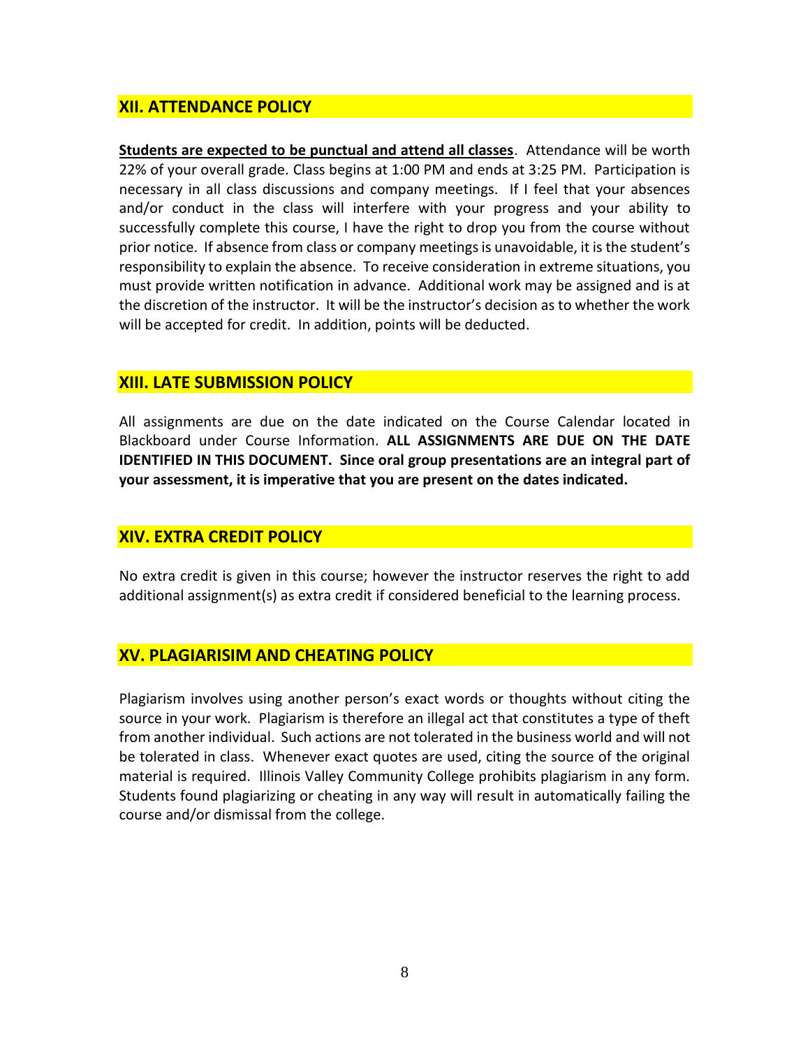## XII. ATTENDANCE POLICY

**Students are expected to be punctual and attend all classes**. Attendance will be worth 22% of your overall grade. Class begins at 1:00 PM and ends at 3:25 PM. Participation is necessary in all class discussions and company meetings. If I feel that your absences and/or conduct in the class will interfere with your progress and your ability to successfully complete this course, I have the right to drop you from the course without prior notice. If absence from class or company meetings is unavoidable, it is the student's responsibility to explain the absence. To receive consideration in extreme situations, you must provide written notification in advance. Additional work may be assigned and is at the discretion of the instructor. It will be the instructor's decision as to whether the work will be accepted for credit. In addition, points will be deducted.

## XIII. LATE SUBMISSION POLICY

All assignments are due on the date indicated on the Course Calendar located in Blackboard under Course Information. **ALL ASSIGNMENTS ARE DUE ON THE DATE IDENTIFIED IN THIS DOCUMENT. Since oral group presentations are an integral part of your assessment, it is imperative that you are present on the dates indicated.**

## XIV. EXTRA CREDIT POLICY

No extra credit is given in this course; however the instructor reserves the right to add additional assignment(s) as extra credit if considered beneficial to the learning process.

## XV. PLAGIARISIM AND CHEATING POLICY

Plagiarism involves using another person's exact words or thoughts without citing the source in your work. Plagiarism is therefore an illegal act that constitutes a type of theft from another individual. Such actions are not tolerated in the business world and will not be tolerated in class. Whenever exact quotes are used, citing the source of the original material is required. Illinois Valley Community College prohibits plagiarism in any form. Students found plagiarizing or cheating in any way will result in automatically failing the course and/or dismissal from the college.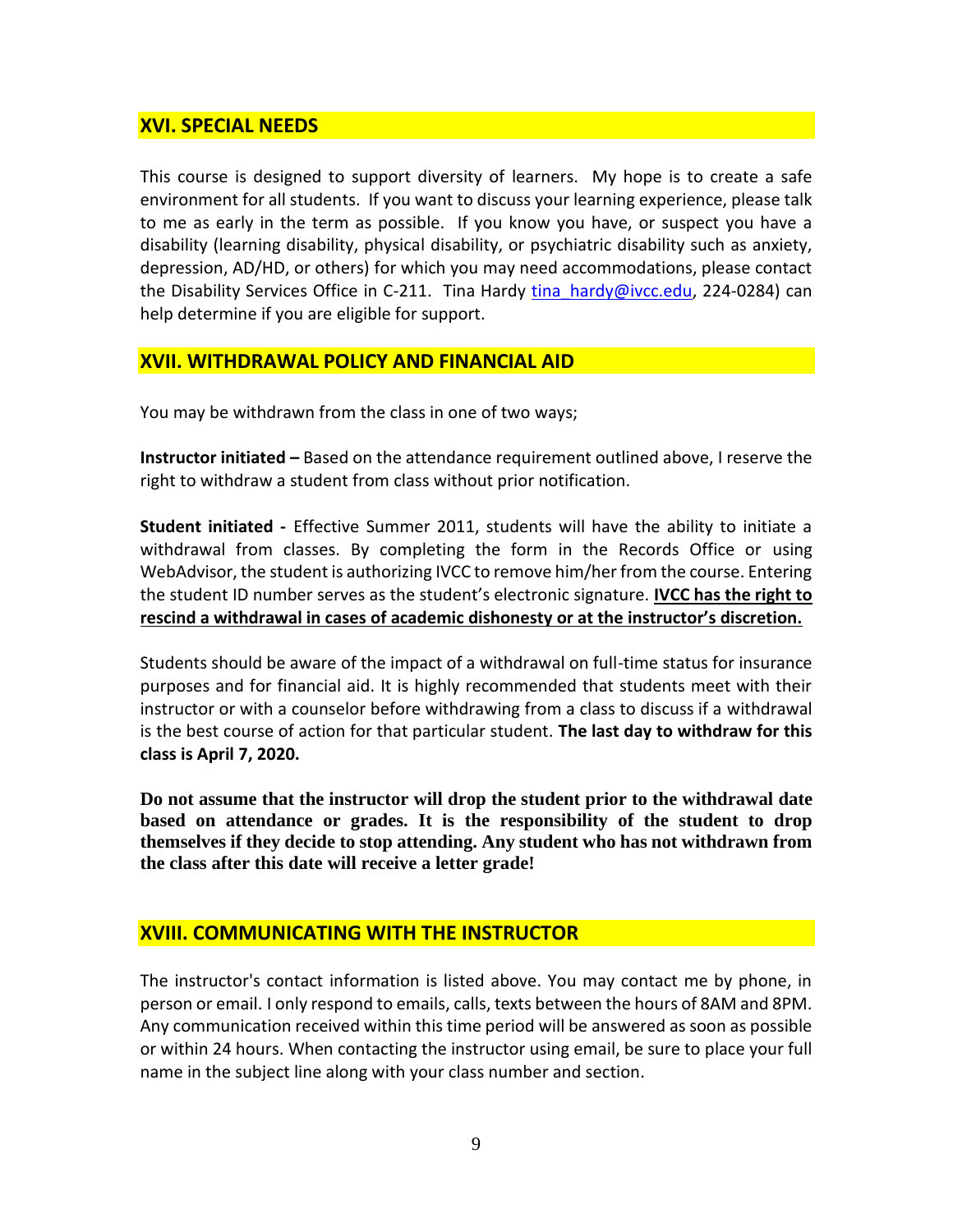## XVI. SPECIAL NEEDS

This course is designed to support diversity of learners. My hope is to create a safe environment for all students. If you want to discuss your learning experience, please talk to me as early in the term as possible. If you know you have, or suspect you have a disability (learning disability, physical disability, or psychiatric disability such as anxiety, depression, AD/HD, or others) for which you may need accommodations, please contact the Disability Services Office in C-211. Tina Hardy tina_hardy@ivcc.edu, 224-0284) can help determine if you are eligible for support.

## XVII. WITHDRAWAL POLICY AND FINANCIAL AID

You may be withdrawn from the class in one of two ways;

**Instructor initiated –** Based on the attendance requirement outlined above, I reserve the right to withdraw a student from class without prior notification.

**Student initiated -** Effective Summer 2011, students will have the ability to initiate a withdrawal from classes. By completing the form in the Records Office or using WebAdvisor, the student is authorizing IVCC to remove him/her from the course. Entering the student ID number serves as the student's electronic signature. **IVCC has the right to rescind a withdrawal in cases of academic dishonesty or at the instructor's discretion.**

Students should be aware of the impact of a withdrawal on full-time status for insurance purposes and for financial aid. It is highly recommended that students meet with their instructor or with a counselor before withdrawing from a class to discuss if a withdrawal is the best course of action for that particular student. **The last day to withdraw for this class is April 7, 2020.**

**Do not assume that the instructor will drop the student prior to the withdrawal date based on attendance or grades. It is the responsibility of the student to drop themselves if they decide to stop attending. Any student who has not withdrawn from the class after this date will receive a letter grade!**

## XVIII. COMMUNICATING WITH THE INSTRUCTOR

The instructor's contact information is listed above. You may contact me by phone, in person or email. I only respond to emails, calls, texts between the hours of 8AM and 8PM. Any communication received within this time period will be answered as soon as possible or within 24 hours. When contacting the instructor using email, be sure to place your full name in the subject line along with your class number and section.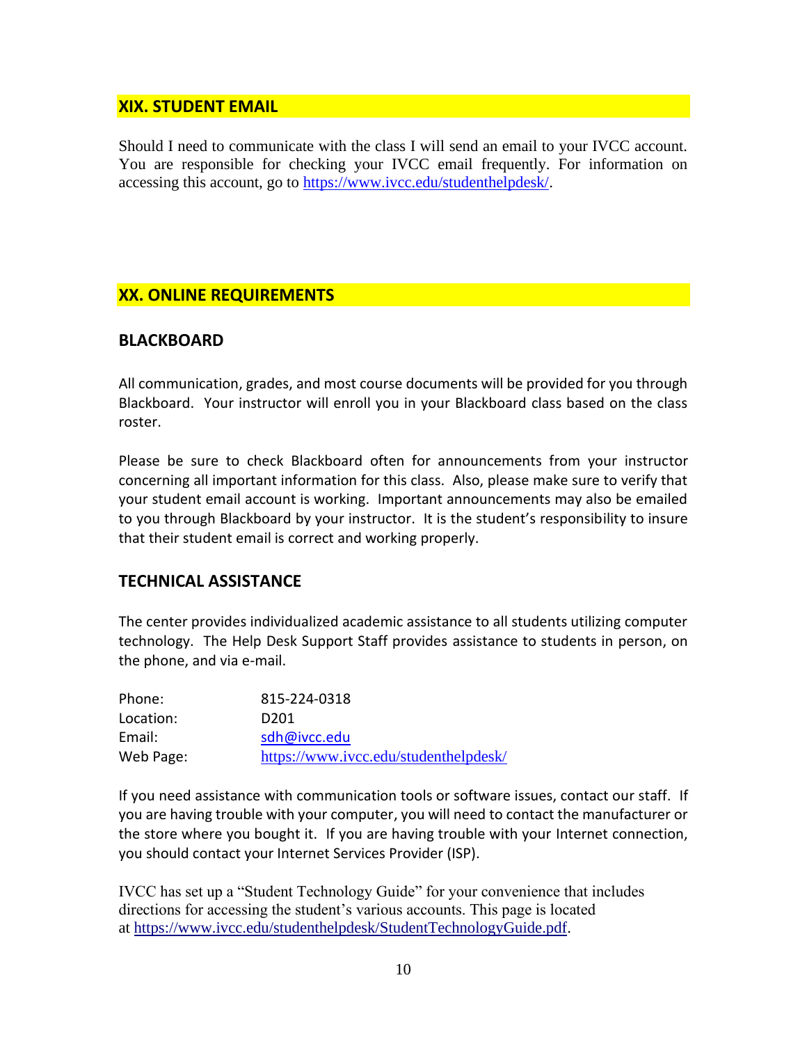## XIX. STUDENT EMAIL

Should I need to communicate with the class I will send an email to your IVCC account. You are responsible for checking your IVCC email frequently. For information on accessing this account, go to https://www.ivcc.edu/studenthelpdesk/.

## XX. ONLINE REQUIREMENTS

### BLACKBOARD

All communication, grades, and most course documents will be provided for you through Blackboard. Your instructor will enroll you in your Blackboard class based on the class roster.

Please be sure to check Blackboard often for announcements from your instructor concerning all important information for this class. Also, please make sure to verify that your student email account is working. Important announcements may also be emailed to you through Blackboard by your instructor. It is the student's responsibility to insure that their student email is correct and working properly.

### TECHNICAL ASSISTANCE

The center provides individualized academic assistance to all students utilizing computer technology. The Help Desk Support Staff provides assistance to students in person, on the phone, and via e-mail.

| | |
|---|---|
| Phone: | 815-224-0318 |
| Location: | D201 |
| Email: | sdh@ivcc.edu |
| Web Page: | https://www.ivcc.edu/studenthelpdesk/ |

If you need assistance with communication tools or software issues, contact our staff. If you are having trouble with your computer, you will need to contact the manufacturer or the store where you bought it. If you are having trouble with your Internet connection, you should contact your Internet Services Provider (ISP).

IVCC has set up a "Student Technology Guide" for your convenience that includes directions for accessing the student's various accounts. This page is located at https://www.ivcc.edu/studenthelpdesk/StudentTechnologyGuide.pdf.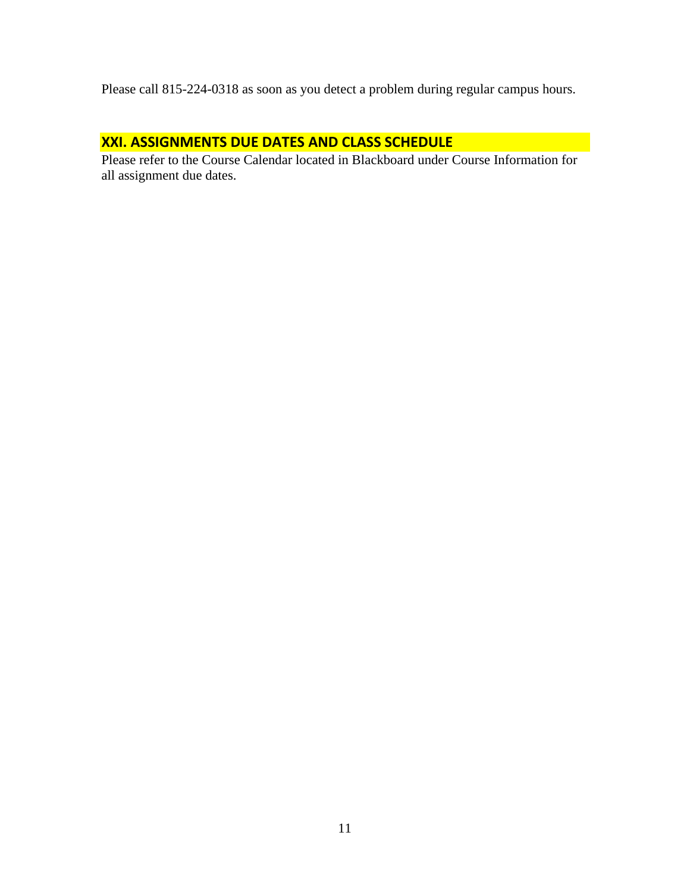Please call 815-224-0318 as soon as you detect a problem during regular campus hours.

## XXI. ASSIGNMENTS DUE DATES AND CLASS SCHEDULE

Please refer to the Course Calendar located in Blackboard under Course Information for all assignment due dates.